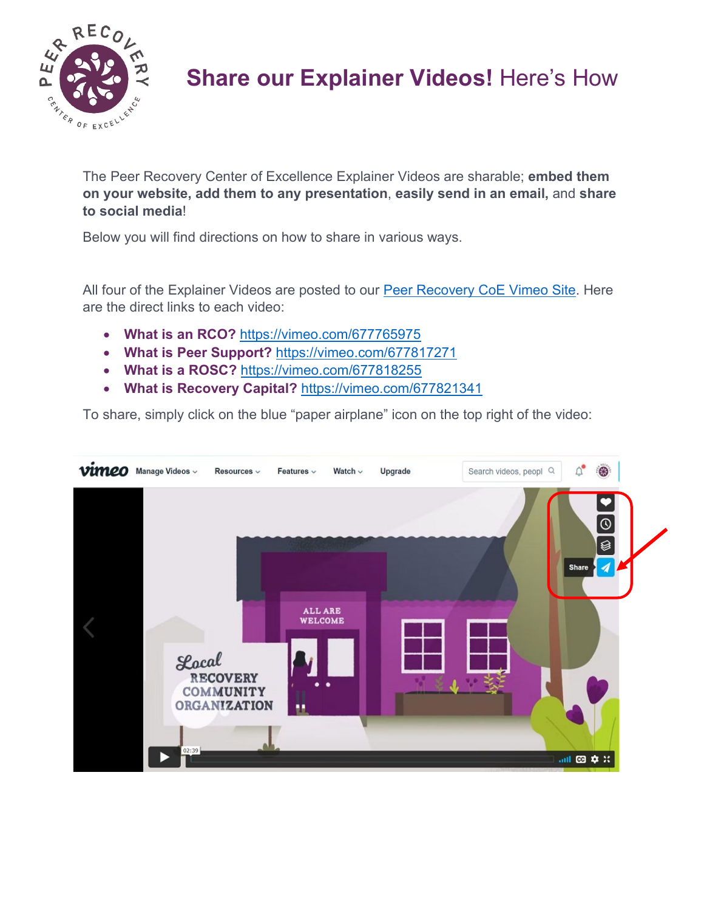# **Share our Explainer Videos!** Here's How

The Peer Recovery Center of Excellence Explainer Videos are sharable; **embed them on your website, add them to any presentation**, **easily send in an email,** and **share to social media**!

Below you will find directions on how to share in various ways.

All four of the Explainer Videos are posted to our [Peer Recovery CoE Vimeo Site](). Here are the direct links to each video:

- **What is an RCO?** [https://vimeo.com/677765975](https://vimeo.com/677765975)
- **What is Peer Support?** [https://vimeo.com/677817271](https://vimeo.com/677817271)
- **What is a ROSC?** [https://vimeo.com/677818255](https://vimeo.com/677818255)
- **What is Recovery Capital?** [https://vimeo.com/677821341](https://vimeo.com/677821341)

To share, simply click on the blue "paper airplane" icon on the top right of the video: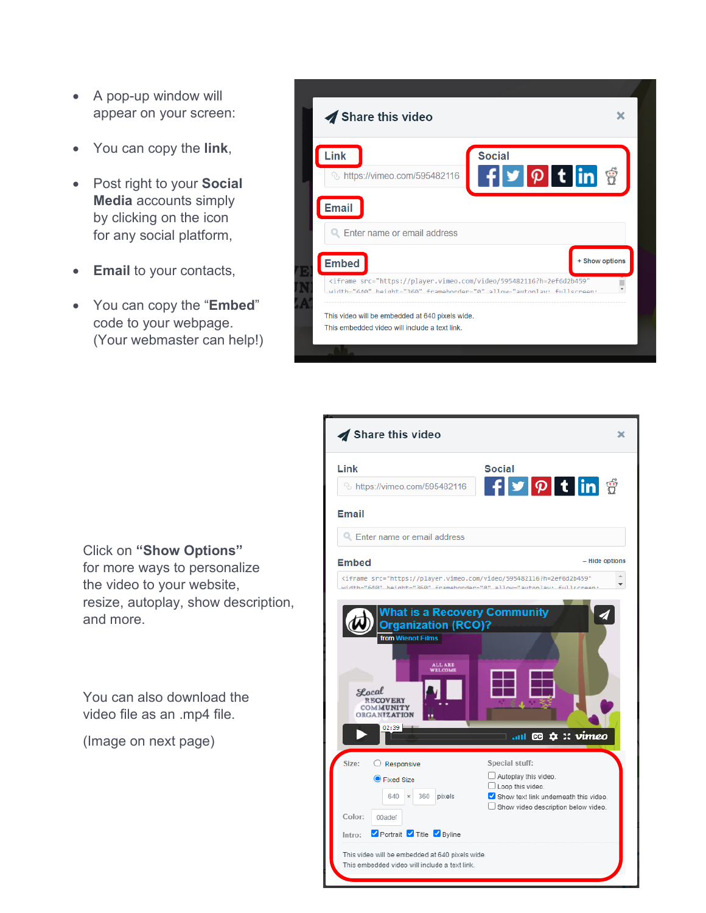- A pop-up window will appear on your screen:
- You can copy the **link**,
- Post right to your **Social Media** accounts simply by clicking on the icon for any social platform,
- **Email** to your contacts,
- You can copy the "**Embed**" code to your webpage. (Your webmaster can help!)

Click on **"Show Options"** for more ways to personalize the video to your website, resize, autoplay, show description, and more.

You can also download the video file as an .mp4 file.

(Image on next page)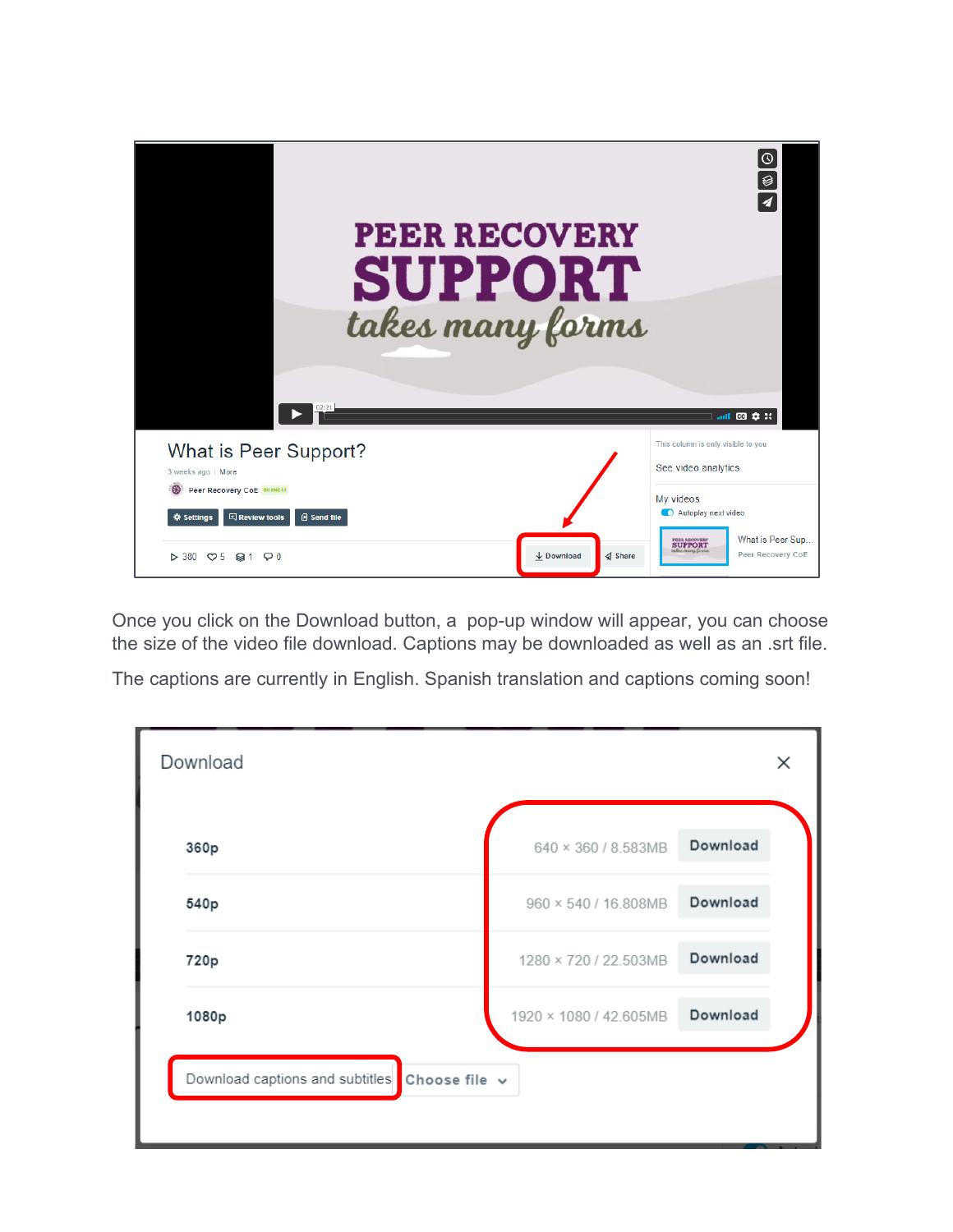Once you click on the Download button, a pop-up window will appear, you can choose the size of the video file download. Captions may be downloaded as well as an .srt file.

The captions are currently in English. Spanish translation and captions coming soon!